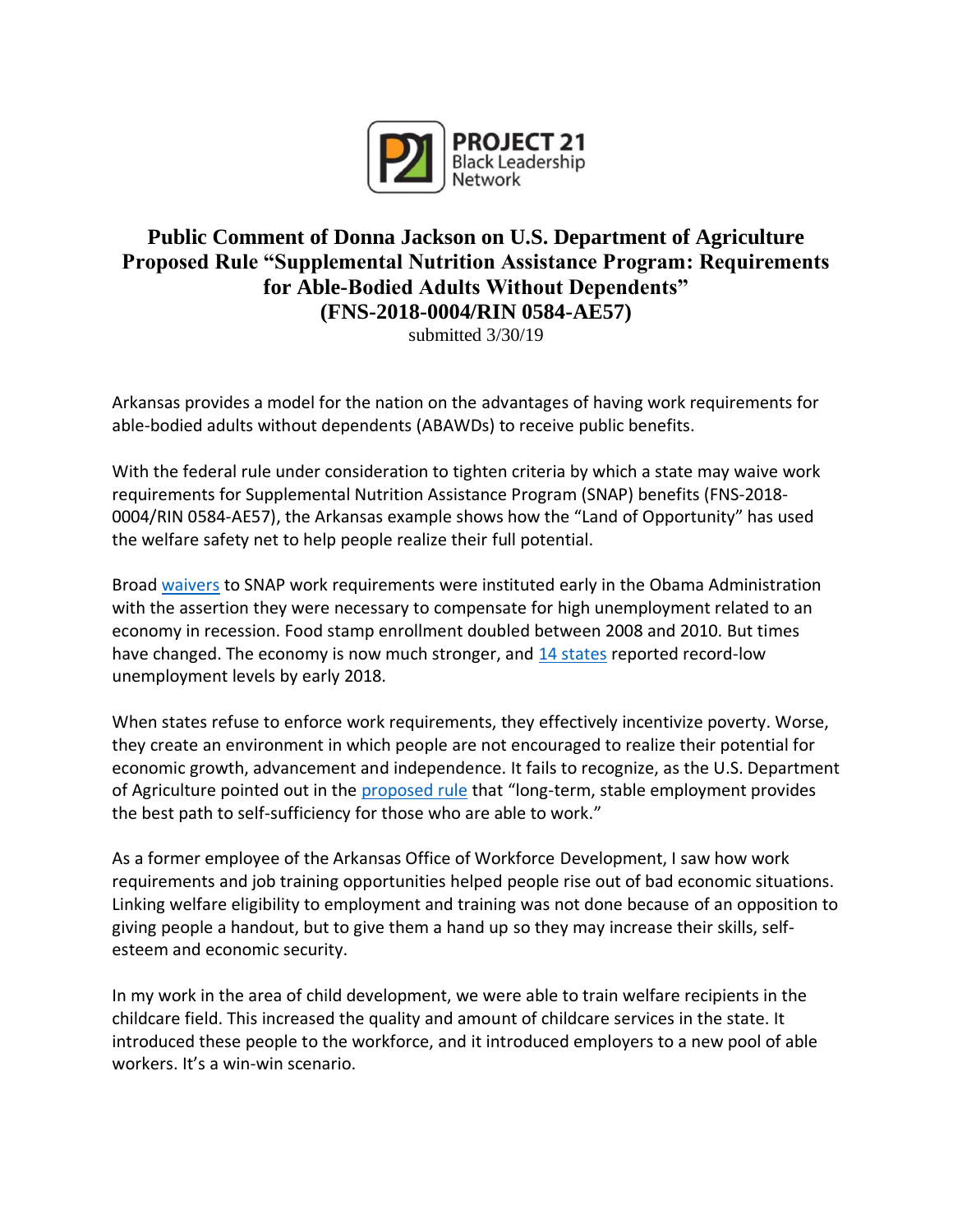PROJECT 21
Black Leadership Network

# Public Comment of Donna Jackson on U.S. Department of Agriculture Proposed Rule "Supplemental Nutrition Assistance Program: Requirements for Able-Bodied Adults Without Dependents" (FNS-2018-0004/RIN 0584-AE57)

submitted 3/30/19

Arkansas provides a model for the nation on the advantages of having work requirements for able-bodied adults without dependents (ABAWDs) to receive public benefits.

With the federal rule under consideration to tighten criteria by which a state may waive work requirements for Supplemental Nutrition Assistance Program (SNAP) benefits (FNS-2018-0004/RIN 0584-AE57), the Arkansas example shows how the "Land of Opportunity" has used the welfare safety net to help people realize their full potential.

Broad waivers to SNAP work requirements were instituted early in the Obama Administration with the assertion they were necessary to compensate for high unemployment related to an economy in recession. Food stamp enrollment doubled between 2008 and 2010. But times have changed. The economy is now much stronger, and 14 states reported record-low unemployment levels by early 2018.

When states refuse to enforce work requirements, they effectively incentivize poverty. Worse, they create an environment in which people are not encouraged to realize their potential for economic growth, advancement and independence. It fails to recognize, as the U.S. Department of Agriculture pointed out in the proposed rule that "long-term, stable employment provides the best path to self-sufficiency for those who are able to work."

As a former employee of the Arkansas Office of Workforce Development, I saw how work requirements and job training opportunities helped people rise out of bad economic situations. Linking welfare eligibility to employment and training was not done because of an opposition to giving people a handout, but to give them a hand up so they may increase their skills, self-esteem and economic security.

In my work in the area of child development, we were able to train welfare recipients in the childcare field. This increased the quality and amount of childcare services in the state. It introduced these people to the workforce, and it introduced employers to a new pool of able workers. It's a win-win scenario.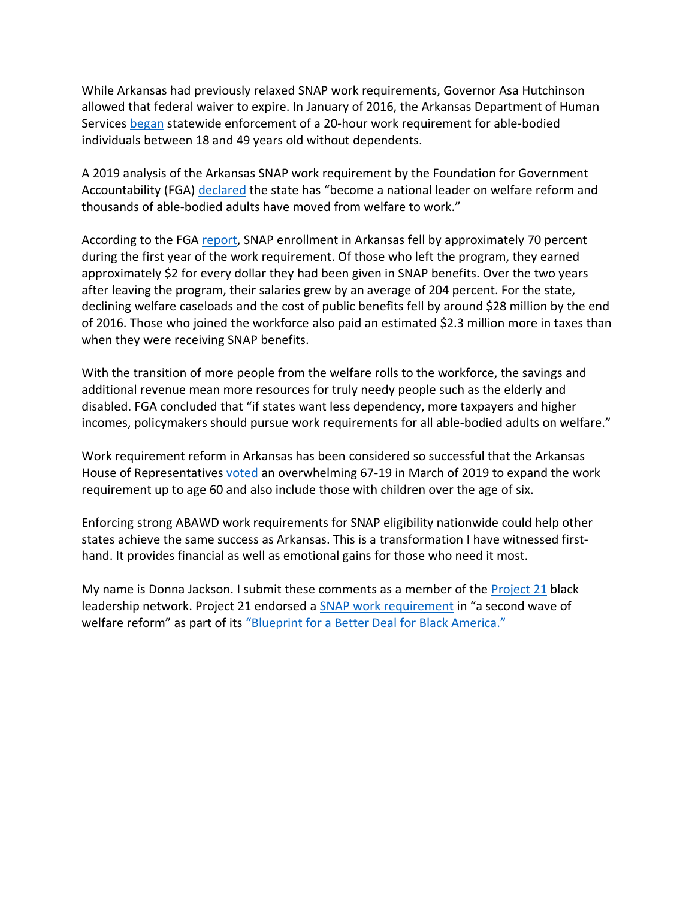While Arkansas had previously relaxed SNAP work requirements, Governor Asa Hutchinson allowed that federal waiver to expire. In January of 2016, the Arkansas Department of Human Services began statewide enforcement of a 20-hour work requirement for able-bodied individuals between 18 and 49 years old without dependents.

A 2019 analysis of the Arkansas SNAP work requirement by the Foundation for Government Accountability (FGA) declared the state has "become a national leader on welfare reform and thousands of able-bodied adults have moved from welfare to work."

According to the FGA report, SNAP enrollment in Arkansas fell by approximately 70 percent during the first year of the work requirement. Of those who left the program, they earned approximately $2 for every dollar they had been given in SNAP benefits. Over the two years after leaving the program, their salaries grew by an average of 204 percent. For the state, declining welfare caseloads and the cost of public benefits fell by around $28 million by the end of 2016. Those who joined the workforce also paid an estimated $2.3 million more in taxes than when they were receiving SNAP benefits.

With the transition of more people from the welfare rolls to the workforce, the savings and additional revenue mean more resources for truly needy people such as the elderly and disabled. FGA concluded that "if states want less dependency, more taxpayers and higher incomes, policymakers should pursue work requirements for all able-bodied adults on welfare."

Work requirement reform in Arkansas has been considered so successful that the Arkansas House of Representatives voted an overwhelming 67-19 in March of 2019 to expand the work requirement up to age 60 and also include those with children over the age of six.

Enforcing strong ABAWD work requirements for SNAP eligibility nationwide could help other states achieve the same success as Arkansas. This is a transformation I have witnessed first-hand. It provides financial as well as emotional gains for those who need it most.

My name is Donna Jackson. I submit these comments as a member of the Project 21 black leadership network. Project 21 endorsed a SNAP work requirement in "a second wave of welfare reform" as part of its "Blueprint for a Better Deal for Black America."